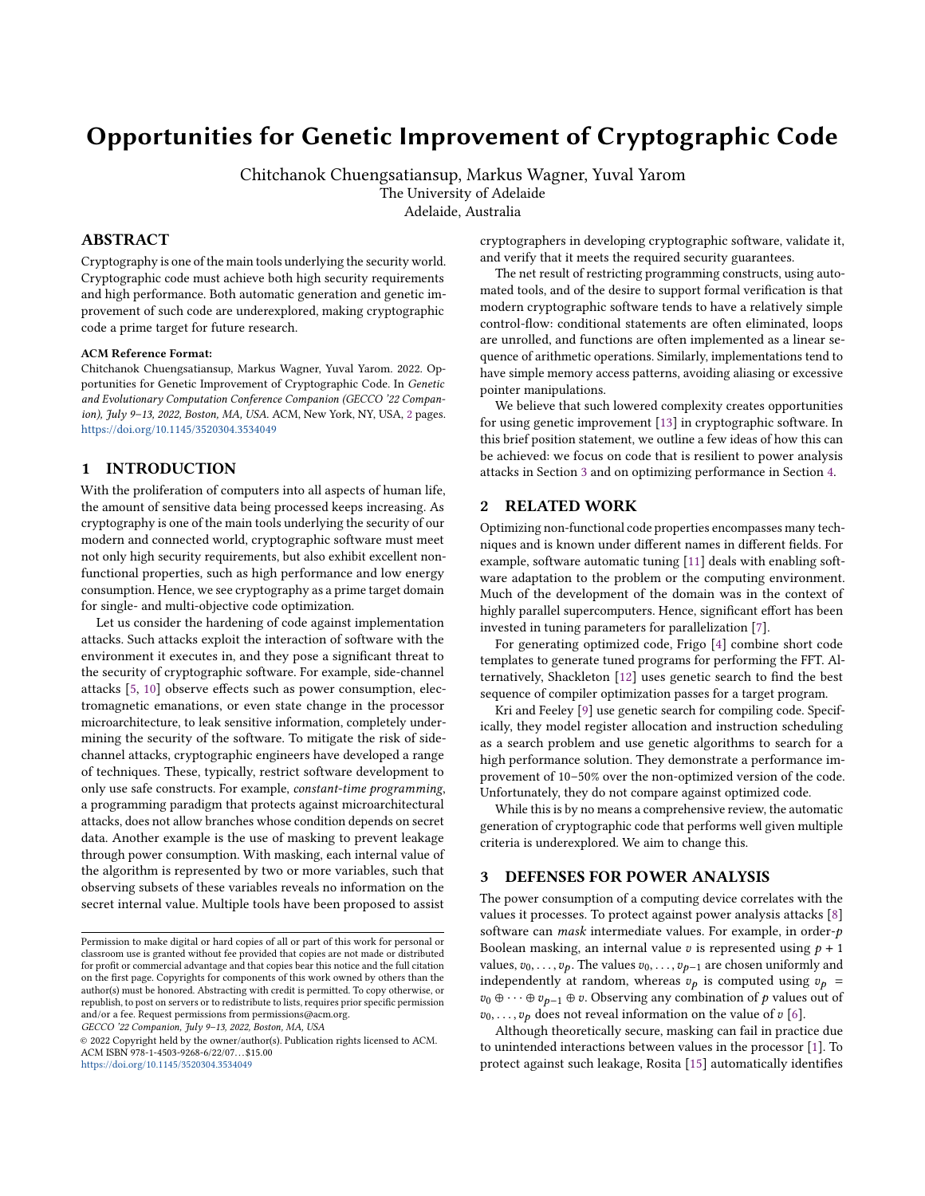# Opportunities for Genetic Improvement of Cryptographic Code

Chitchanok Chuengsatiansup, Markus Wagner, Yuval Yarom
The University of Adelaide
Adelaide, Australia

## ABSTRACT

Cryptography is one of the main tools underlying the security world. Cryptographic code must achieve both high security requirements and high performance. Both automatic generation and genetic improvement of such code are underexplored, making cryptographic code a prime target for future research.

**ACM Reference Format:**
Chitchanok Chuengsatiansup, Markus Wagner, Yuval Yarom. 2022. Opportunities for Genetic Improvement of Cryptographic Code. In *Genetic and Evolutionary Computation Conference Companion (GECCO '22 Companion), July 9–13, 2022, Boston, MA, USA.* ACM, New York, NY, USA, 2 pages. https://doi.org/10.1145/3520304.3534049

## 1 INTRODUCTION

With the proliferation of computers into all aspects of human life, the amount of sensitive data being processed keeps increasing. As cryptography is one of the main tools underlying the security of our modern and connected world, cryptographic software must meet not only high security requirements, but also exhibit excellent non-functional properties, such as high performance and low energy consumption. Hence, we see cryptography as a prime target domain for single- and multi-objective code optimization.

Let us consider the hardening of code against implementation attacks. Such attacks exploit the interaction of software with the environment it executes in, and they pose a significant threat to the security of cryptographic software. For example, side-channel attacks [5, 10] observe effects such as power consumption, electromagnetic emanations, or even state change in the processor microarchitecture, to leak sensitive information, completely undermining the security of the software. To mitigate the risk of side-channel attacks, cryptographic engineers have developed a range of techniques. These, typically, restrict software development to only use safe constructs. For example, *constant-time programming*, a programming paradigm that protects against microarchitectural attacks, does not allow branches whose condition depends on secret data. Another example is the use of masking to prevent leakage through power consumption. With masking, each internal value of the algorithm is represented by two or more variables, such that observing subsets of these variables reveals no information on the secret internal value. Multiple tools have been proposed to assist cryptographers in developing cryptographic software, validate it, and verify that it meets the required security guarantees.

The net result of restricting programming constructs, using automated tools, and of the desire to support formal verification is that modern cryptographic software tends to have a relatively simple control-flow: conditional statements are often eliminated, loops are unrolled, and functions are often implemented as a linear sequence of arithmetic operations. Similarly, implementations tend to have simple memory access patterns, avoiding aliasing or excessive pointer manipulations.

We believe that such lowered complexity creates opportunities for using genetic improvement [13] in cryptographic software. In this brief position statement, we outline a few ideas of how this can be achieved: we focus on code that is resilient to power analysis attacks in Section 3 and on optimizing performance in Section 4.

## 2 RELATED WORK

Optimizing non-functional code properties encompasses many techniques and is known under different names in different fields. For example, software automatic tuning [11] deals with enabling software adaptation to the problem or the computing environment. Much of the development of the domain was in the context of highly parallel supercomputers. Hence, significant effort has been invested in tuning parameters for parallelization [7].

For generating optimized code, Frigo [4] combine short code templates to generate tuned programs for performing the FFT. Alternatively, Shackleton [12] uses genetic search to find the best sequence of compiler optimization passes for a target program.

Kri and Feeley [9] use genetic search for compiling code. Specifically, they model register allocation and instruction scheduling as a search problem and use genetic algorithms to search for a high performance solution. They demonstrate a performance improvement of 10–50% over the non-optimized version of the code. Unfortunately, they do not compare against optimized code.

While this is by no means a comprehensive review, the automatic generation of cryptographic code that performs well given multiple criteria is underexplored. We aim to change this.

## 3 DEFENSES FOR POWER ANALYSIS

The power consumption of a computing device correlates with the values it processes. To protect against power analysis attacks [8] software can *mask* intermediate values. For example, in order-$p$ Boolean masking, an internal value $v$ is represented using $p+1$ values, $v_0, \ldots, v_p$. The values $v_0, \ldots, v_{p-1}$ are chosen uniformly and independently at random, whereas $v_p$ is computed using $v_p = v_0 \oplus \cdots \oplus v_{p-1} \oplus v$. Observing any combination of $p$ values out of $v_0, \ldots, v_p$ does not reveal information on the value of $v$ [6].

Although theoretically secure, masking can fail in practice due to unintended interactions between values in the processor [1]. To protect against such leakage, Rosita [15] automatically identifies

---

Permission to make digital or hard copies of all or part of this work for personal or classroom use is granted without fee provided that copies are not made or distributed for profit or commercial advantage and that copies bear this notice and the full citation on the first page. Copyrights for components of this work owned by others than the author(s) must be honored. Abstracting with credit is permitted. To copy otherwise, or republish, to post on servers or to redistribute to lists, requires prior specific permission and/or a fee. Request permissions from permissions@acm.org.
*GECCO '22 Companion, July 9–13, 2022, Boston, MA, USA*
© 2022 Copyright held by the owner/author(s). Publication rights licensed to ACM.
ACM ISBN 978-1-4503-9268-6/22/07…$15.00
https://doi.org/10.1145/3520304.3534049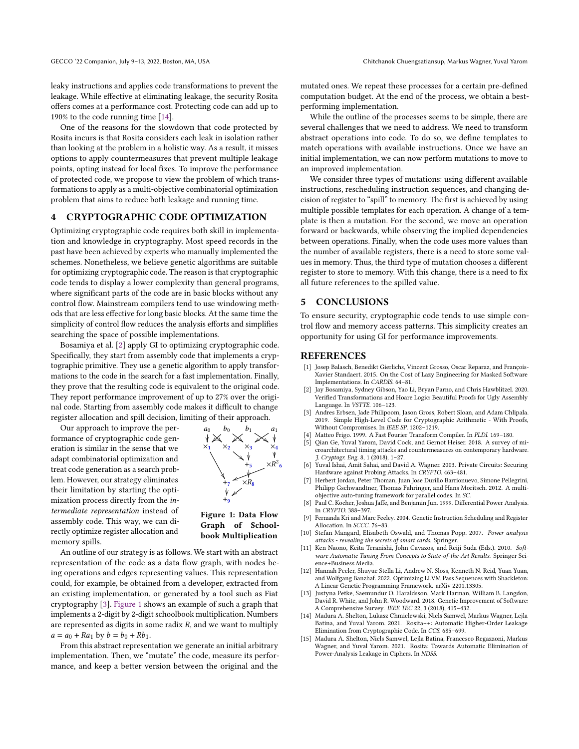leaky instructions and applies code transformations to prevent the leakage. While effective at eliminating leakage, the security Rosita offers comes at a performance cost. Protecting code can add up to 190% to the code running time [14].

One of the reasons for the slowdown that code protected by Rosita incurs is that Rosita considers each leak in isolation rather than looking at the problem in a holistic way. As a result, it misses options to apply countermeasures that prevent multiple leakage points, opting instead for local fixes. To improve the performance of protected code, we propose to view the problem of which transformations to apply as a multi-objective combinatorial optimization problem that aims to reduce both leakage and running time.

## 4 CRYPTOGRAPHIC CODE OPTIMIZATION

Optimizing cryptographic code requires both skill in implementation and knowledge in cryptography. Most speed records in the past have been achieved by experts who manually implemented the schemes. Nonetheless, we believe genetic algorithms are suitable for optimizing cryptographic code. The reason is that cryptographic code tends to display a lower complexity than general programs, where significant parts of the code are in basic blocks without any control flow. Mainstream compilers tend to use windowing methods that are less effective for long basic blocks. At the same time the simplicity of control flow reduces the analysis efforts and simplifies searching the space of possible implementations.

Bosamiya et al. [2] apply GI to optimizing cryptographic code. Specifically, they start from assembly code that implements a cryptographic primitive. They use a genetic algorithm to apply transformations to the code in the search for a fast implementation. Finally, they prove that the resulting code is equivalent to the original code. They report performance improvement of up to 27% over the original code. Starting from assembly code makes it difficult to change register allocation and spill decision, limiting of their approach.

Our approach to improve the performance of cryptographic code generation is similar in the sense that we adapt combinatorial optimization and treat code generation as a search problem. However, our strategy eliminates their limitation by starting the optimization process directly from the *intermediate representation* instead of assembly code. This way, we can directly optimize register allocation and memory spills.

$a_0$ $b_0$ $b_1$ $a_1$

$\times_1$ $\times_2$ $\times_3$ $\times_4$

$+_5$ $\times R^2{}_6$

$+_7$ $\times R_8$

$+_9$

**Figure 1: Data Flow Graph of Schoolbook Multiplication**

An outline of our strategy is as follows. We start with an abstract representation of the code as a data flow graph, with nodes being operations and edges representing values. This representation could, for example, be obtained from a developer, extracted from an existing implementation, or generated by a tool such as Fiat cryptography [3]. Figure 1 shows an example of such a graph that implements a 2-digit by 2-digit schoolbook multiplication. Numbers are represented as digits in some radix $R$, and we want to multiply $a = a_0 + Ra_1$ by $b = b_0 + Rb_1$.

From this abstract representation we generate an initial arbitrary implementation. Then, we "mutate" the code, measure its performance, and keep a better version between the original and the mutated ones. We repeat these processes for a certain pre-defined computation budget. At the end of the process, we obtain a best-performing implementation.

While the outline of the processes seems to be simple, there are several challenges that we need to address. We need to transform abstract operations into code. To do so, we define templates to match operations with available instructions. Once we have an initial implementation, we can now perform mutations to move to an improved implementation.

We consider three types of mutations: using different available instructions, rescheduling instruction sequences, and changing decision of register to "spill" to memory. The first is achieved by using multiple possible templates for each operation. A change of a template is then a mutation. For the second, we move an operation forward or backwards, while observing the implied dependencies between operations. Finally, when the code uses more values than the number of available registers, there is a need to store some values in memory. Thus, the third type of mutation chooses a different register to store to memory. With this change, there is a need to fix all future references to the spilled value.

## 5 CONCLUSIONS

To ensure security, cryptographic code tends to use simple control flow and memory access patterns. This simplicity creates an opportunity for using GI for performance improvements.

## REFERENCES

[1] Josep Balasch, Benedikt Gierlichs, Vincent Grosso, Oscar Reparaz, and François-Xavier Standaert. 2015. On the Cost of Lazy Engineering for Masked Software Implementations. In *CARDIS*. 64–81.

[2] Jay Bosamiya, Sydney Gibson, Yao Li, Bryan Parno, and Chris Hawblitzel. 2020. Verified Transformations and Hoare Logic: Beautiful Proofs for Ugly Assembly Language. In *VSTTE*. 106–123.

[3] Andres Erbsen, Jade Philipoom, Jason Gross, Robert Sloan, and Adam Chlipala. 2019. Simple High-Level Code for Cryptographic Arithmetic - With Proofs, Without Compromises. In *IEEE SP*. 1202–1219.

[4] Matteo Frigo. 1999. A Fast Fourier Transform Compiler. In *PLDI*. 169–180.

[5] Qian Ge, Yuval Yarom, David Cock, and Gernot Heiser. 2018. A survey of microarchitectural timing attacks and countermeasures on contemporary hardware. *J. Cryptogr. Eng.* 8, 1 (2018), 1–27.

[6] Yuval Ishai, Amit Sahai, and David A. Wagner. 2003. Private Circuits: Securing Hardware against Probing Attacks. In *CRYPTO*. 463–481.

[7] Herbert Jordan, Peter Thoman, Juan Jose Durillo Barrionuevo, Simone Pellegrini, Philipp Gschwandtner, Thomas Fahringer, and Hans Moritsch. 2012. A multi-objective auto-tuning framework for parallel codes. In *SC*.

[8] Paul C. Kocher, Joshua Jaffe, and Benjamin Jun. 1999. Differential Power Analysis. In *CRYPTO*. 388–397.

[9] Fernanda Kri and Marc Feeley. 2004. Genetic Instruction Scheduling and Register Allocation. In *SCCC*. 76–83.

[10] Stefan Mangard, Elisabeth Oswald, and Thomas Popp. 2007. *Power analysis attacks - revealing the secrets of smart cards*. Springer.

[11] Ken Naono, Keita Teranishi, John Cavazos, and Reiji Suda (Eds.). 2010. *Software Automatic Tuning From Concepts to State-of-the-Art Results*. Springer Science+Business Media.

[12] Hannah Peeler, Shuyue Stella Li, Andrew N. Sloss, Kenneth N. Reid, Yuan Yuan, and Wolfgang Banzhaf. 2022. Optimizing LLVM Pass Sequences with Shackleton: A Linear Genetic Programming Framework. arXiv 2201.13305.

[13] Justyna Petke, Saemundur O. Haraldsson, Mark Harman, William B. Langdon, David R. White, and John R. Woodward. 2018. Genetic Improvement of Software: A Comprehensive Survey. *IEEE TEC* 22, 3 (2018), 415–432.

[14] Madura A. Shelton, Lukasz Chmielewski, Niels Samwel, Markus Wagner, Lejla Batina, and Yuval Yarom. 2021. Rosita++: Automatic Higher-Order Leakage Elimination from Cryptographic Code. In *CCS*. 685–699.

[15] Madura A. Shelton, Niels Samwel, Lejla Batina, Francesco Regazzoni, Markus Wagner, and Yuval Yarom. 2021. Rosita: Towards Automatic Elimination of Power-Analysis Leakage in Ciphers. In *NDSS*.